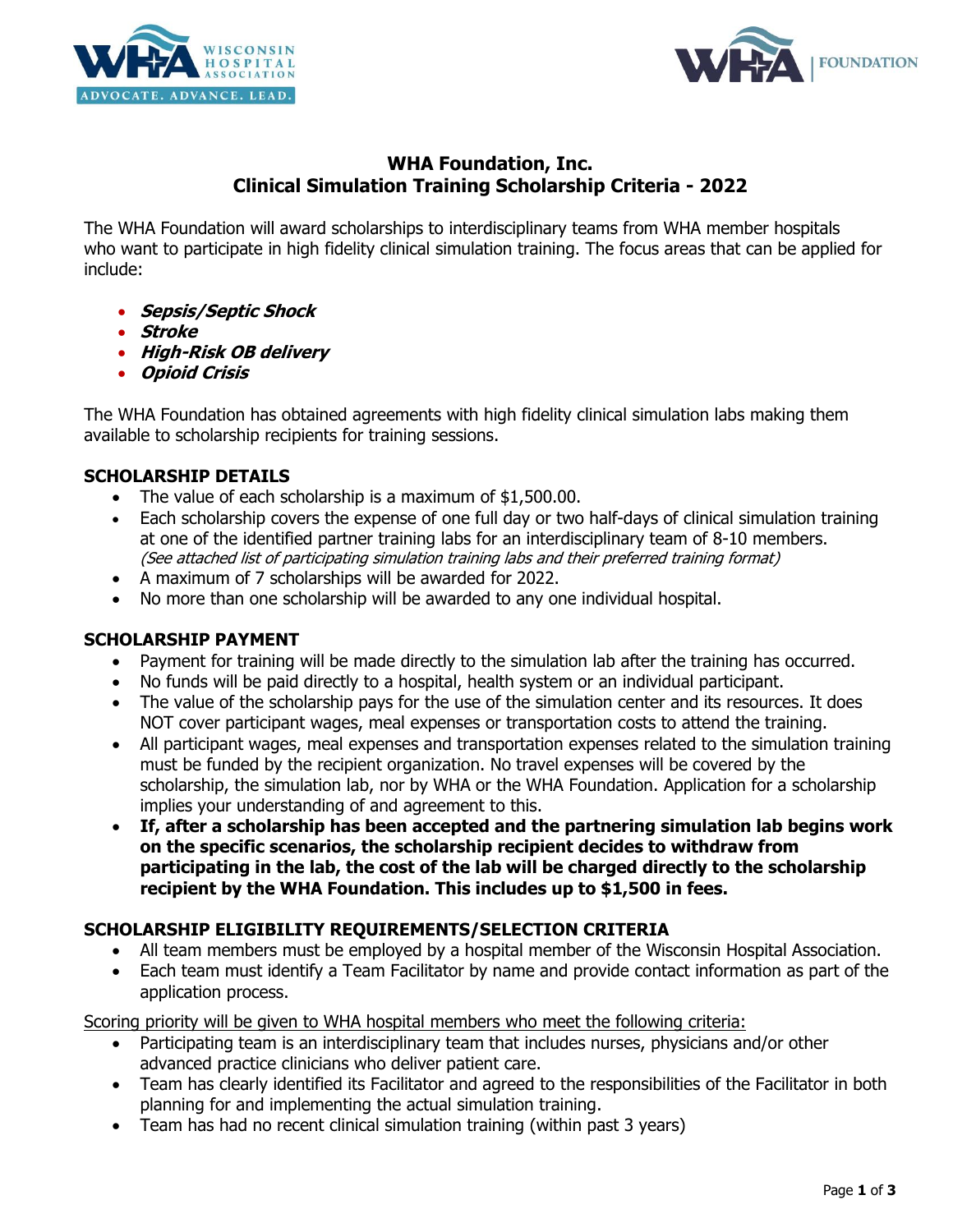# WHA Foundation, Inc.
## Clinical Simulation Training Scholarship Criteria - 2022

The WHA Foundation will award scholarships to interdisciplinary teams from WHA member hospitals who want to participate in high fidelity clinical simulation training. The focus areas that can be applied for include:

- ***Sepsis/Septic Shock***
- ***Stroke***
- ***High-Risk OB delivery***
- ***Opioid Crisis***

The WHA Foundation has obtained agreements with high fidelity clinical simulation labs making them available to scholarship recipients for training sessions.

### SCHOLARSHIP DETAILS

- The value of each scholarship is a maximum of $1,500.00.
- Each scholarship covers the expense of one full day or two half-days of clinical simulation training at one of the identified partner training labs for an interdisciplinary team of 8-10 members. *(See attached list of participating simulation training labs and their preferred training format)*
- A maximum of 7 scholarships will be awarded for 2022.
- No more than one scholarship will be awarded to any one individual hospital.

### SCHOLARSHIP PAYMENT

- Payment for training will be made directly to the simulation lab after the training has occurred.
- No funds will be paid directly to a hospital, health system or an individual participant.
- The value of the scholarship pays for the use of the simulation center and its resources. It does NOT cover participant wages, meal expenses or transportation costs to attend the training.
- All participant wages, meal expenses and transportation expenses related to the simulation training must be funded by the recipient organization. No travel expenses will be covered by the scholarship, the simulation lab, nor by WHA or the WHA Foundation. Application for a scholarship implies your understanding of and agreement to this.
- **If, after a scholarship has been accepted and the partnering simulation lab begins work on the specific scenarios, the scholarship recipient decides to withdraw from participating in the lab, the cost of the lab will be charged directly to the scholarship recipient by the WHA Foundation. This includes up to $1,500 in fees.**

### SCHOLARSHIP ELIGIBILITY REQUIREMENTS/SELECTION CRITERIA

- All team members must be employed by a hospital member of the Wisconsin Hospital Association.
- Each team must identify a Team Facilitator by name and provide contact information as part of the application process.

Scoring priority will be given to WHA hospital members who meet the following criteria:

- Participating team is an interdisciplinary team that includes nurses, physicians and/or other advanced practice clinicians who deliver patient care.
- Team has clearly identified its Facilitator and agreed to the responsibilities of the Facilitator in both planning for and implementing the actual simulation training.
- Team has had no recent clinical simulation training (within past 3 years)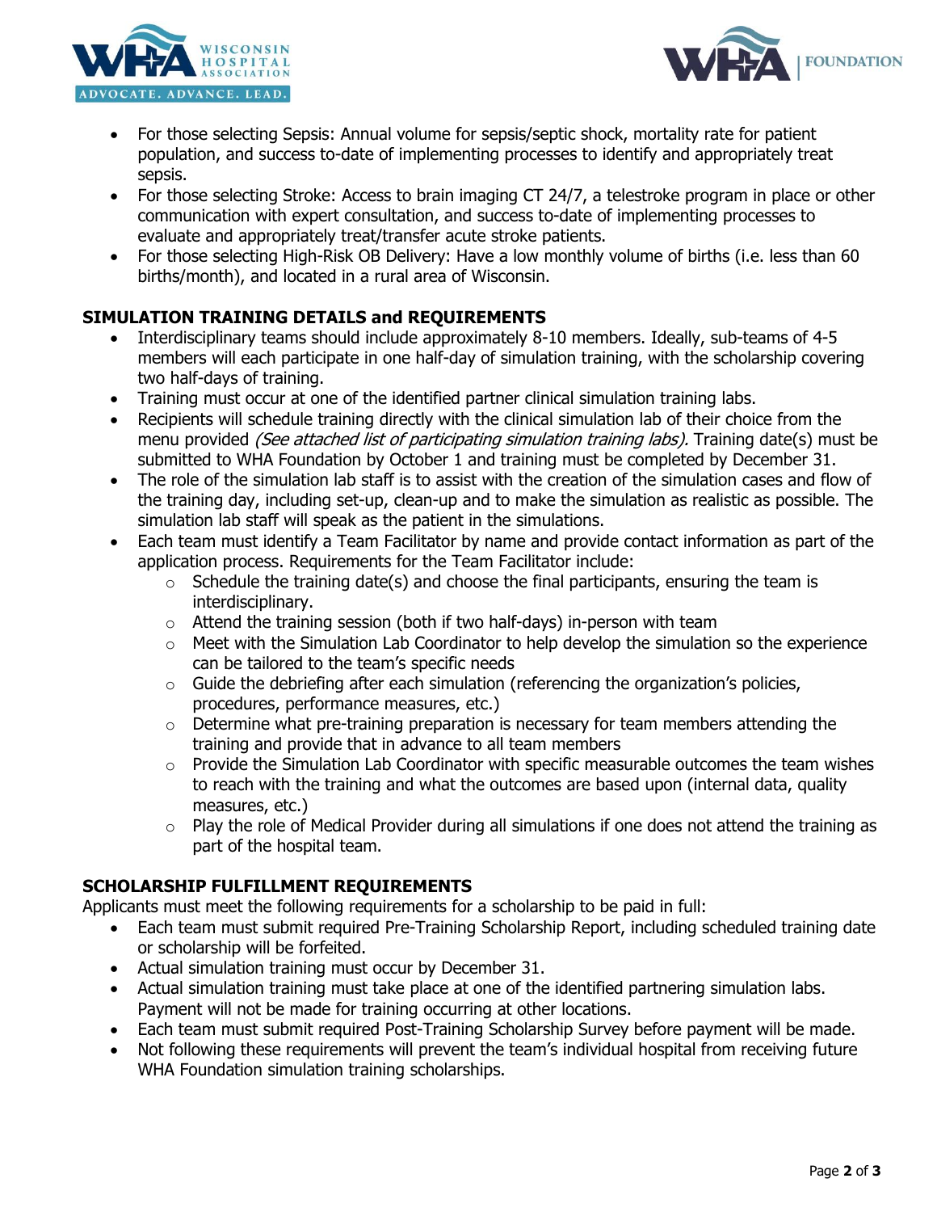- For those selecting Sepsis: Annual volume for sepsis/septic shock, mortality rate for patient population, and success to-date of implementing processes to identify and appropriately treat sepsis.
- For those selecting Stroke: Access to brain imaging CT 24/7, a telestroke program in place or other communication with expert consultation, and success to-date of implementing processes to evaluate and appropriately treat/transfer acute stroke patients.
- For those selecting High-Risk OB Delivery: Have a low monthly volume of births (i.e. less than 60 births/month), and located in a rural area of Wisconsin.

## SIMULATION TRAINING DETAILS and REQUIREMENTS

- Interdisciplinary teams should include approximately 8-10 members. Ideally, sub-teams of 4-5 members will each participate in one half-day of simulation training, with the scholarship covering two half-days of training.
- Training must occur at one of the identified partner clinical simulation training labs.
- Recipients will schedule training directly with the clinical simulation lab of their choice from the menu provided *(See attached list of participating simulation training labs).* Training date(s) must be submitted to WHA Foundation by October 1 and training must be completed by December 31.
- The role of the simulation lab staff is to assist with the creation of the simulation cases and flow of the training day, including set-up, clean-up and to make the simulation as realistic as possible. The simulation lab staff will speak as the patient in the simulations.
- Each team must identify a Team Facilitator by name and provide contact information as part of the application process. Requirements for the Team Facilitator include:
  - Schedule the training date(s) and choose the final participants, ensuring the team is interdisciplinary.
  - Attend the training session (both if two half-days) in-person with team
  - Meet with the Simulation Lab Coordinator to help develop the simulation so the experience can be tailored to the team's specific needs
  - Guide the debriefing after each simulation (referencing the organization's policies, procedures, performance measures, etc.)
  - Determine what pre-training preparation is necessary for team members attending the training and provide that in advance to all team members
  - Provide the Simulation Lab Coordinator with specific measurable outcomes the team wishes to reach with the training and what the outcomes are based upon (internal data, quality measures, etc.)
  - Play the role of Medical Provider during all simulations if one does not attend the training as part of the hospital team.

## SCHOLARSHIP FULFILLMENT REQUIREMENTS

Applicants must meet the following requirements for a scholarship to be paid in full:

- Each team must submit required Pre-Training Scholarship Report, including scheduled training date or scholarship will be forfeited.
- Actual simulation training must occur by December 31.
- Actual simulation training must take place at one of the identified partnering simulation labs. Payment will not be made for training occurring at other locations.
- Each team must submit required Post-Training Scholarship Survey before payment will be made.
- Not following these requirements will prevent the team's individual hospital from receiving future WHA Foundation simulation training scholarships.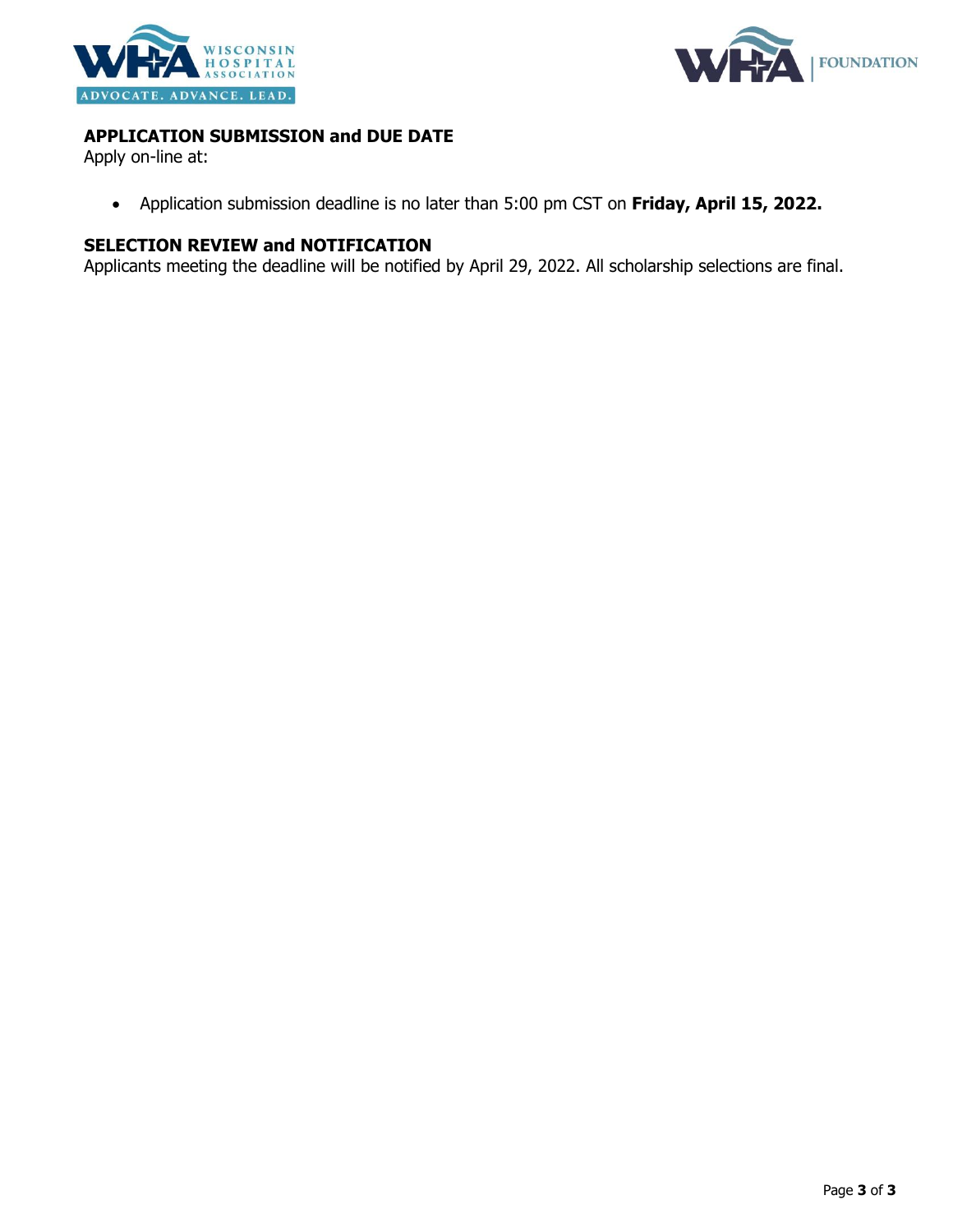## APPLICATION SUBMISSION and DUE DATE

Apply on-line at:

- Application submission deadline is no later than 5:00 pm CST on **Friday, April 15, 2022.**

## SELECTION REVIEW and NOTIFICATION

Applicants meeting the deadline will be notified by April 29, 2022. All scholarship selections are final.